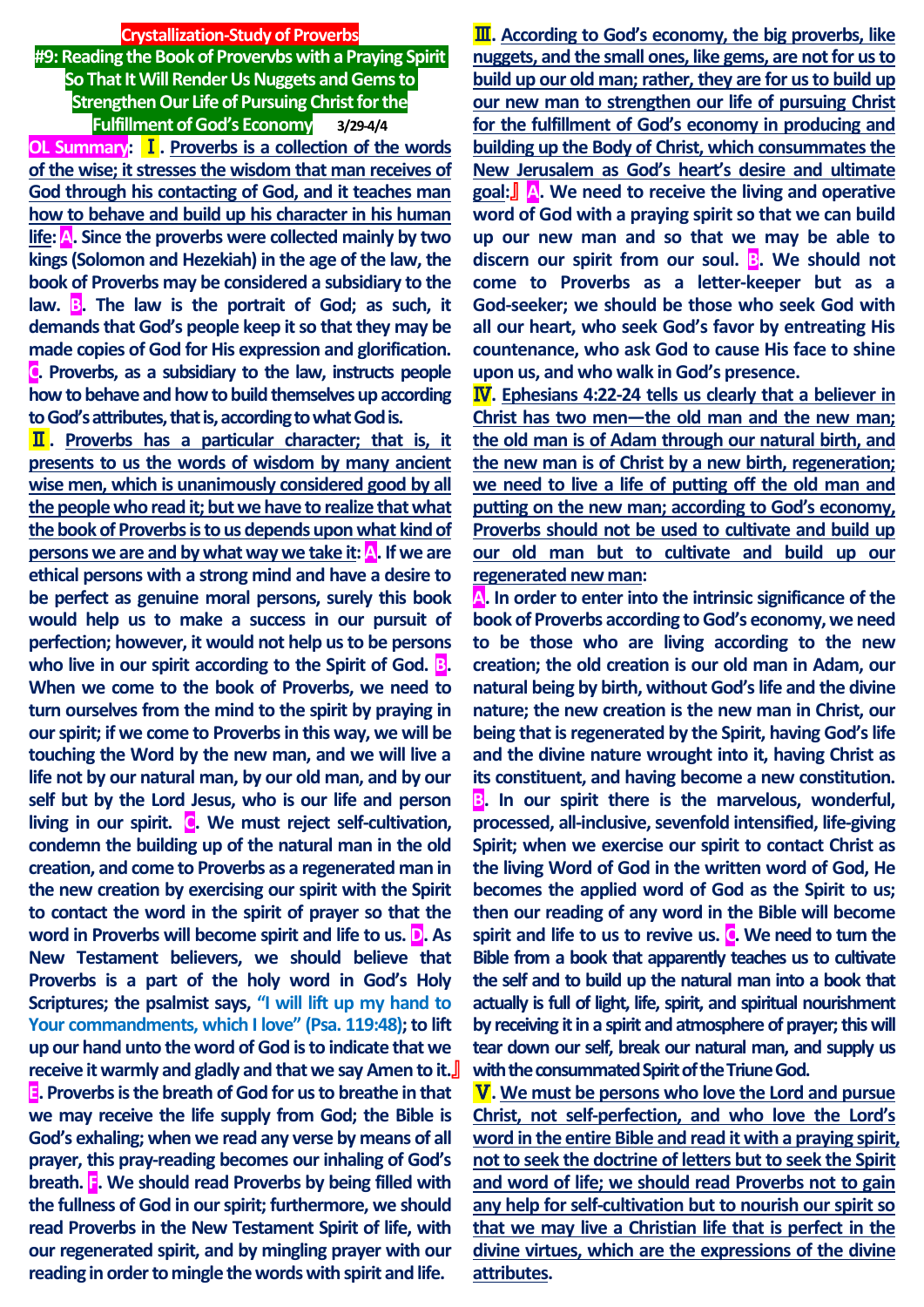**Crystallization-Study of Proverbs**

**#9: Reading the Book of Provervbs with a Praying Spirit So That It Will Render Us Nuggets and Gems to Strengthen Our Life of Pursuing Christ for the Fulfillment of God's Economy** 3/29-4/4

**OL Summary**: **Ⅰ. Proverbs is a collection of the words of the wise; it stresses the wisdom that man receives of God through his contacting of God, and it teaches man how to behave and build up his character in his human life**: **A**. Since the proverbs were collected mainly by two kings (Solomon and Hezekiah) in the age of the law, the book of Proverbs may be considered a subsidiary to the law. **B**. The law is the portrait of God; as such, it demands that God's people keep it so that they may be made copies of God for His expression and glorification. **C**. Proverbs, as a subsidiary to the law, instructs people how to behave and how to build themselves up according to God's attributes, that is, according to what God is.

**Ⅱ. Proverbs has a particular character; that is, it presents to us the words of wisdom by many ancient wise men, which is unanimously considered good by all the people who read it; but we have to realize that what the book of Proverbs is to us depends upon what kind of persons we are and by what way we take it**: **A**. If we are ethical persons with a strong mind and have a desire to be perfect as genuine moral persons, surely this book would help us to make a success in our pursuit of perfection; however, it would not help us to be persons who live in our spirit according to the Spirit of God. **B**. When we come to the book of Proverbs, we need to turn ourselves from the mind to the spirit by praying in our spirit; if we come to Proverbs in this way, we will be touching the Word by the new man, and we will live a life not by our natural man, by our old man, and by our self but by the Lord Jesus, who is our life and person living in our spirit. **C**. We must reject self-cultivation, condemn the building up of the natural man in the old creation, and come to Proverbs as a regenerated man in the new creation by exercising our spirit with the Spirit to contact the word in the spirit of prayer so that the word in Proverbs will become spirit and life to us. **D**. As New Testament believers, we should believe that Proverbs is a part of the holy word in God's Holy Scriptures; the psalmist says, "I will lift up my hand to Your commandments, which I love" (Psa. 119:48); to lift up our hand unto the word of God is to indicate that we receive it warmly and gladly and that we say Amen to it.』 **E**. Proverbs is the breath of God for us to breathe in that we may receive the life supply from God; the Bible is God's exhaling; when we read any verse by means of all prayer, this pray-reading becomes our inhaling of God's breath. **F**. We should read Proverbs by being filled with the fullness of God in our spirit; furthermore, we should read Proverbs in the New Testament Spirit of life, with our regenerated spirit, and by mingling prayer with our reading in order to mingle the words with spirit and life.

**Ⅲ. According to God's economy, the big proverbs, like nuggets, and the small ones, like gems, are not for us to build up our old man; rather, they are for us to build up our new man to strengthen our life of pursuing Christ for the fulfillment of God's economy in producing and building up the Body of Christ, which consummates the New Jerusalem as God's heart's desire and ultimate goal:**』 **A**. We need to receive the living and operative word of God with a praying spirit so that we can build up our new man and so that we may be able to discern our spirit from our soul. **B**. We should not come to Proverbs as a letter-keeper but as a God-seeker; we should be those who seek God with all our heart, who seek God's favor by entreating His countenance, who ask God to cause His face to shine upon us, and who walk in God's presence.

**Ⅳ. Ephesians 4:22-24 tells us clearly that a believer in Christ has two men—the old man and the new man; the old man is of Adam through our natural birth, and the new man is of Christ by a new birth, regeneration; we need to live a life of putting off the old man and putting on the new man; according to God's economy, Proverbs should not be used to cultivate and build up our old man but to cultivate and build up our regenerated new man**: **A**. In order to enter into the intrinsic significance of the book of Proverbs according to God's economy, we need to be those who are living according to the new creation; the old creation is our old man in Adam, our natural being by birth, without God's life and the divine nature; the new creation is the new man in Christ, our being that is regenerated by the Spirit, having God's life and the divine nature wrought into it, having Christ as its constituent, and having become a new constitution. **B**. In our spirit there is the marvelous, wonderful, processed, all-inclusive, sevenfold intensified, life-giving Spirit; when we exercise our spirit to contact Christ as the living Word of God in the written word of God, He becomes the applied word of God as the Spirit to us; then our reading of any word in the Bible will become spirit and life to us to revive us. **C**. We need to turn the Bible from a book that apparently teaches us to cultivate the self and to build up the natural man into a book that actually is full of light, life, spirit, and spiritual nourishment by receiving it in a spirit and atmosphere of prayer; this will tear down our self, break our natural man, and supply us with the consummated Spirit of the Triune God.

**Ⅴ. We must be persons who love the Lord and pursue Christ, not self-perfection, and who love the Lord's word in the entire Bible and read it with a praying spirit, not to seek the doctrine of letters but to seek the Spirit and word of life; we should read Proverbs not to gain any help for self-cultivation but to nourish our spirit so that we may live a Christian life that is perfect in the divine virtues, which are the expressions of the divine attributes.**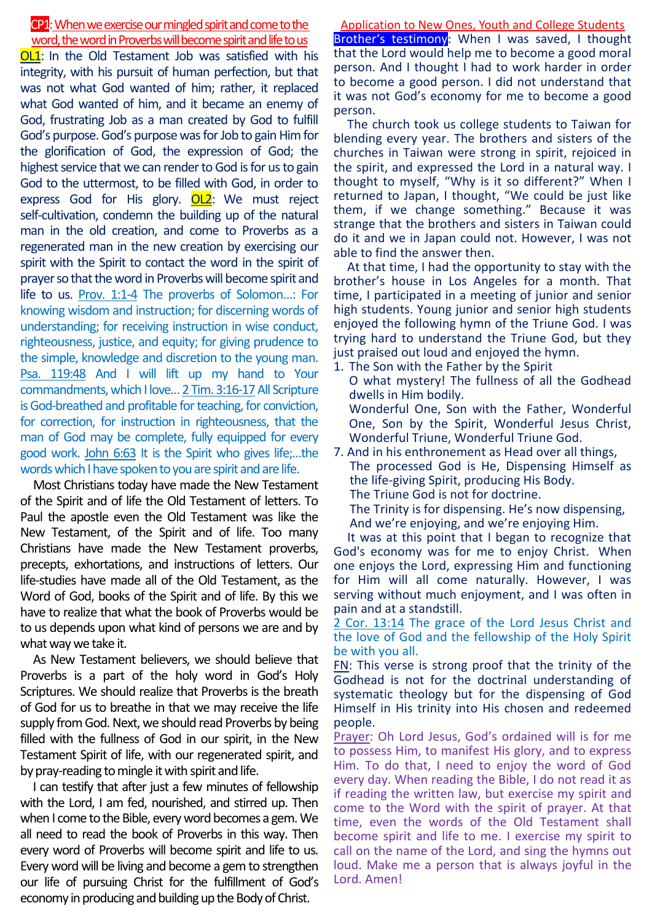**CP1: When we exercise our mingled spirit and come to the word, the word in Proverbs will become spirit and life to us**

**OL1**: In the Old Testament Job was satisfied with his integrity, with his pursuit of human perfection, but that was not what God wanted of him; rather, it replaced what God wanted of him, and it became an enemy of God, frustrating Job as a man created by God to fulfill God's purpose. God's purpose was for Job to gain Him for the glorification of God, the expression of God; the highest service that we can render to God is for us to gain God to the uttermost, to be filled with God, in order to express God for His glory. **OL2**: We must reject self-cultivation, condemn the building up of the natural man in the old creation, and come to Proverbs as a regenerated man in the new creation by exercising our spirit with the Spirit to contact the word in the spirit of prayer so that the word in Proverbs will become spirit and life to us. Prov. 1:1-4 The proverbs of Solomon…: For knowing wisdom and instruction; for discerning words of understanding; for receiving instruction in wise conduct, righteousness, justice, and equity; for giving prudence to the simple, knowledge and discretion to the young man. Psa. 119:48 And I will lift up my hand to Your commandments, which I love… 2 Tim. 3:16-17 All Scripture is God-breathed and profitable for teaching, for conviction, for correction, for instruction in righteousness, that the man of God may be complete, fully equipped for every good work. John 6:63 It is the Spirit who gives life;…the words which I have spoken to you are spirit and are life.

Most Christians today have made the New Testament of the Spirit and of life the Old Testament of letters. To Paul the apostle even the Old Testament was like the New Testament, of the Spirit and of life. Too many Christians have made the New Testament proverbs, precepts, exhortations, and instructions of letters. Our life-studies have made all of the Old Testament, as the Word of God, books of the Spirit and of life. By this we have to realize that what the book of Proverbs would be to us depends upon what kind of persons we are and by what way we take it.

As New Testament believers, we should believe that Proverbs is a part of the holy word in God's Holy Scriptures. We should realize that Proverbs is the breath of God for us to breathe in that we may receive the life supply from God. Next, we should read Proverbs by being filled with the fullness of God in our spirit, in the New Testament Spirit of life, with our regenerated spirit, and by pray-reading to mingle it with spirit and life.

I can testify that after just a few minutes of fellowship with the Lord, I am fed, nourished, and stirred up. Then when I come to the Bible, every word becomes a gem. We all need to read the book of Proverbs in this way. Then every word of Proverbs will become spirit and life to us. Every word will be living and become a gem to strengthen our life of pursuing Christ for the fulfillment of God's economy in producing and building up the Body of Christ.

**Application to New Ones, Youth and College Students**

**Brother's testimony**: When I was saved, I thought that the Lord would help me to become a good moral person. And I thought I had to work harder in order to become a good person. I did not understand that it was not God's economy for me to become a good person.

The church took us college students to Taiwan for blending every year. The brothers and sisters of the churches in Taiwan were strong in spirit, rejoiced in the spirit, and expressed the Lord in a natural way. I thought to myself, "Why is it so different?" When I returned to Japan, I thought, "We could be just like them, if we change something." Because it was strange that the brothers and sisters in Taiwan could do it and we in Japan could not. However, I was not able to find the answer then.

At that time, I had the opportunity to stay with the brother's house in Los Angeles for a month. That time, I participated in a meeting of junior and senior high students. Young junior and senior high students enjoyed the following hymn of the Triune God. I was trying hard to understand the Triune God, but they just praised out loud and enjoyed the hymn.

1. The Son with the Father by the Spirit
   O what mystery! The fullness of all the Godhead dwells in Him bodily.
   Wonderful One, Son with the Father, Wonderful One, Son by the Spirit, Wonderful Jesus Christ, Wonderful Triune, Wonderful Triune God.
7. And in his enthronement as Head over all things,
   The processed God is He, Dispensing Himself as the life-giving Spirit, producing His Body.
   The Triune God is not for doctrine.
   The Trinity is for dispensing. He's now dispensing,
   And we're enjoying, and we're enjoying Him.

It was at this point that I began to recognize that God's economy was for me to enjoy Christ. When one enjoys the Lord, expressing Him and functioning for Him will all come naturally. However, I was serving without much enjoyment, and I was often in pain and at a standstill.

2 Cor. 13:14 The grace of the Lord Jesus Christ and the love of God and the fellowship of the Holy Spirit be with you all.

FN: This verse is strong proof that the trinity of the Godhead is not for the doctrinal understanding of systematic theology but for the dispensing of God Himself in His trinity into His chosen and redeemed people.

Prayer: Oh Lord Jesus, God's ordained will is for me to possess Him, to manifest His glory, and to express Him. To do that, I need to enjoy the word of God every day. When reading the Bible, I do not read it as if reading the written law, but exercise my spirit and come to the Word with the spirit of prayer. At that time, even the words of the Old Testament shall become spirit and life to me. I exercise my spirit to call on the name of the Lord, and sing the hymns out loud. Make me a person that is always joyful in the Lord. Amen!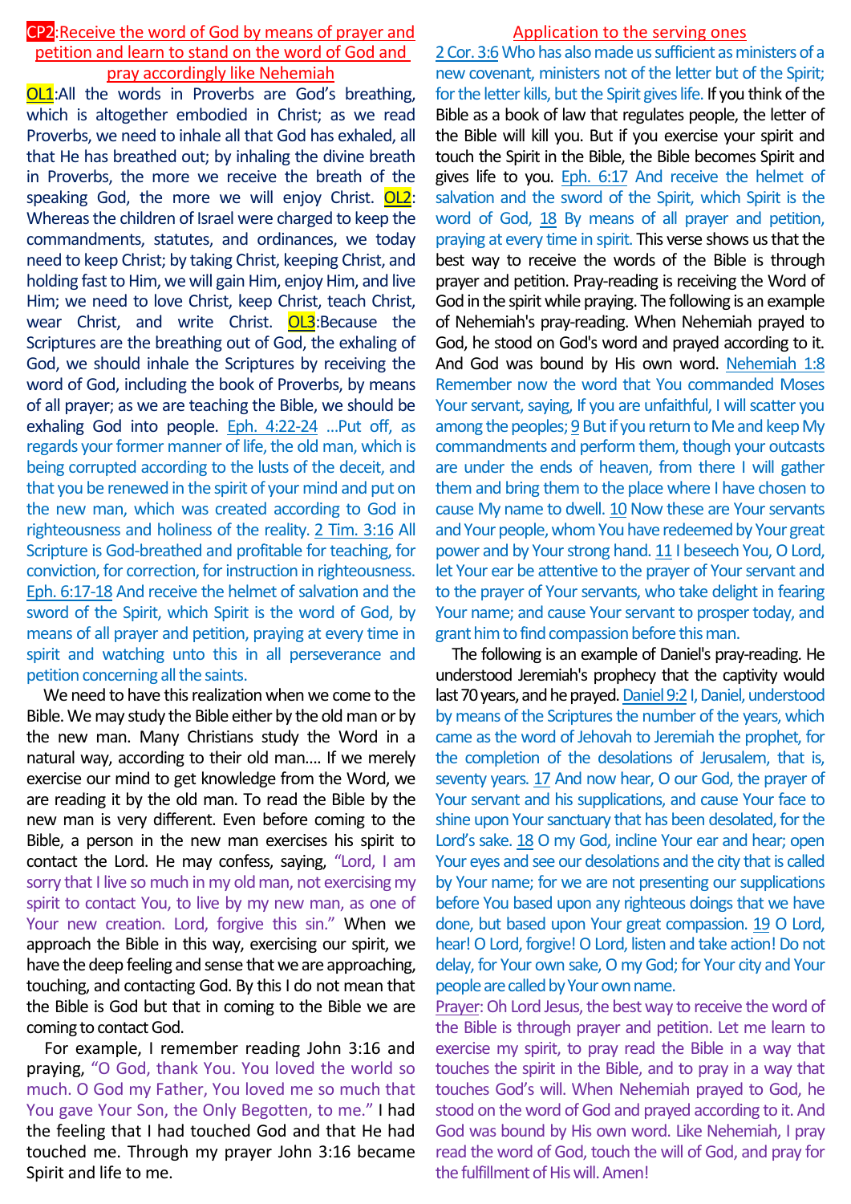## CP2: Receive the word of God by means of prayer and petition and learn to stand on the word of God and pray accordingly like Nehemiah

OL1: All the words in Proverbs are God's breathing, which is altogether embodied in Christ; as we read Proverbs, we need to inhale all that God has exhaled, all that He has breathed out; by inhaling the divine breath in Proverbs, the more we receive the breath of the speaking God, the more we will enjoy Christ. OL2: Whereas the children of Israel were charged to keep the commandments, statutes, and ordinances, we today need to keep Christ; by taking Christ, keeping Christ, and holding fast to Him, we will gain Him, enjoy Him, and live Him; we need to love Christ, keep Christ, teach Christ, wear Christ, and write Christ. OL3: Because the Scriptures are the breathing out of God, the exhaling of God, we should inhale the Scriptures by receiving the word of God, including the book of Proverbs, by means of all prayer; as we are teaching the Bible, we should be exhaling God into people. Eph. 4:22-24 ...Put off, as regards your former manner of life, the old man, which is being corrupted according to the lusts of the deceit, and that you be renewed in the spirit of your mind and put on the new man, which was created according to God in righteousness and holiness of the reality. 2 Tim. 3:16 All Scripture is God-breathed and profitable for teaching, for conviction, for correction, for instruction in righteousness. Eph. 6:17-18 And receive the helmet of salvation and the sword of the Spirit, which Spirit is the word of God, by means of all prayer and petition, praying at every time in spirit and watching unto this in all perseverance and petition concerning all the saints.

We need to have this realization when we come to the Bible. We may study the Bible either by the old man or by the new man. Many Christians study the Word in a natural way, according to their old man.... If we merely exercise our mind to get knowledge from the Word, we are reading it by the old man. To read the Bible by the new man is very different. Even before coming to the Bible, a person in the new man exercises his spirit to contact the Lord. He may confess, saying, "Lord, I am sorry that I live so much in my old man, not exercising my spirit to contact You, to live by my new man, as one of Your new creation. Lord, forgive this sin." When we approach the Bible in this way, exercising our spirit, we have the deep feeling and sense that we are approaching, touching, and contacting God. By this I do not mean that the Bible is God but that in coming to the Bible we are coming to contact God.

For example, I remember reading John 3:16 and praying, "O God, thank You. You loved the world so much. O God my Father, You loved me so much that You gave Your Son, the Only Begotten, to me." I had the feeling that I had touched God and that He had touched me. Through my prayer John 3:16 became Spirit and life to me.

### Application to the serving ones

2 Cor. 3:6 Who has also made us sufficient as ministers of a new covenant, ministers not of the letter but of the Spirit; for the letter kills, but the Spirit gives life. If you think of the Bible as a book of law that regulates people, the letter of the Bible will kill you. But if you exercise your spirit and touch the Spirit in the Bible, the Bible becomes Spirit and gives life to you. Eph. 6:17 And receive the helmet of salvation and the sword of the Spirit, which Spirit is the word of God, 18 By means of all prayer and petition, praying at every time in spirit. This verse shows us that the best way to receive the words of the Bible is through prayer and petition. Pray-reading is receiving the Word of God in the spirit while praying. The following is an example of Nehemiah's pray-reading. When Nehemiah prayed to God, he stood on God's word and prayed according to it. And God was bound by His own word. Nehemiah 1:8 Remember now the word that You commanded Moses Your servant, saying, If you are unfaithful, I will scatter you among the peoples; 9 But if you return to Me and keep My commandments and perform them, though your outcasts are under the ends of heaven, from there I will gather them and bring them to the place where I have chosen to cause My name to dwell. 10 Now these are Your servants and Your people, whom You have redeemed by Your great power and by Your strong hand. 11 I beseech You, O Lord, let Your ear be attentive to the prayer of Your servant and to the prayer of Your servants, who take delight in fearing Your name; and cause Your servant to prosper today, and grant him to find compassion before this man.

The following is an example of Daniel's pray-reading. He understood Jeremiah's prophecy that the captivity would last 70 years, and he prayed. Daniel 9:2 I, Daniel, understood by means of the Scriptures the number of the years, which came as the word of Jehovah to Jeremiah the prophet, for the completion of the desolations of Jerusalem, that is, seventy years. 17 And now hear, O our God, the prayer of Your servant and his supplications, and cause Your face to shine upon Your sanctuary that has been desolated, for the Lord's sake. 18 O my God, incline Your ear and hear; open Your eyes and see our desolations and the city that is called by Your name; for we are not presenting our supplications before You based upon any righteous doings that we have done, but based upon Your great compassion. 19 O Lord, hear! O Lord, forgive! O Lord, listen and take action! Do not delay, for Your own sake, O my God; for Your city and Your people are called by Your own name.

Prayer: Oh Lord Jesus, the best way to receive the word of the Bible is through prayer and petition. Let me learn to exercise my spirit, to pray read the Bible in a way that touches the spirit in the Bible, and to pray in a way that touches God's will. When Nehemiah prayed to God, he stood on the word of God and prayed according to it. And God was bound by His own word. Like Nehemiah, I pray read the word of God, touch the will of God, and pray for the fulfillment of His will. Amen!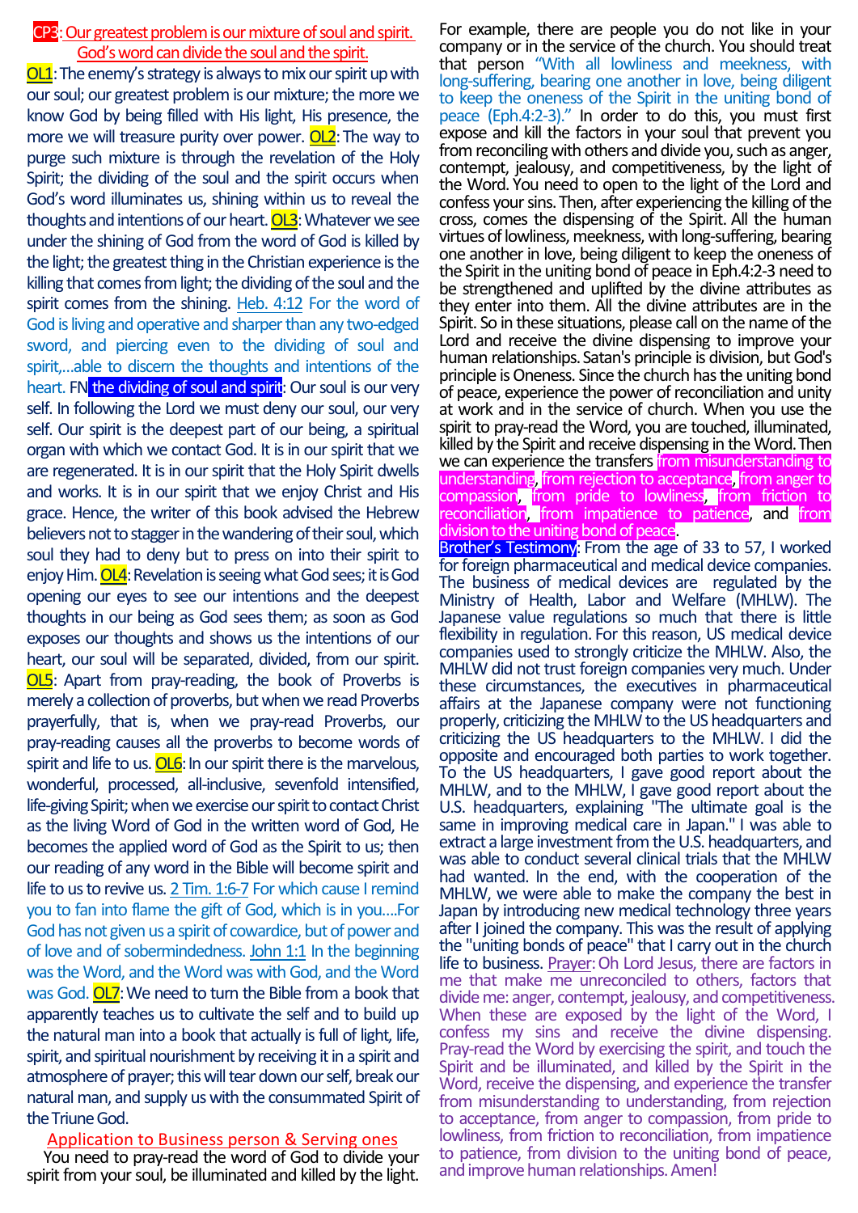**CP3: Our greatest problem is our mixture of soul and spirit. God's word can divide the soul and the spirit.**

**OL1**: The enemy's strategy is always to mix our spirit up with our soul; our greatest problem is our mixture; the more we know God by being filled with His light, His presence, the more we will treasure purity over power. **OL2**: The way to purge such mixture is through the revelation of the Holy Spirit; the dividing of the soul and the spirit occurs when God's word illuminates us, shining within us to reveal the thoughts and intentions of our heart. **OL3**: Whatever we see under the shining of God from the word of God is killed by the light; the greatest thing in the Christian experience is the killing that comes from light; the dividing of the soul and the spirit comes from the shining. Heb. 4:12 For the word of God is living and operative and sharper than any two-edged sword, and piercing even to the dividing of soul and spirit,...able to discern the thoughts and intentions of the heart. FN **the dividing of soul and spirit**: Our soul is our very self. In following the Lord we must deny our soul, our very self. Our spirit is the deepest part of our being, a spiritual organ with which we contact God. It is in our spirit that we are regenerated. It is in our spirit that the Holy Spirit dwells and works. It is in our spirit that we enjoy Christ and His grace. Hence, the writer of this book advised the Hebrew believers not to stagger in the wandering of their soul, which soul they had to deny but to press on into their spirit to enjoy Him. **OL4**: Revelation is seeing what God sees; it is God opening our eyes to see our intentions and the deepest thoughts in our being as God sees them; as soon as God exposes our thoughts and shows us the intentions of our heart, our soul will be separated, divided, from our spirit. **OL5**: Apart from pray-reading, the book of Proverbs is merely a collection of proverbs, but when we read Proverbs prayerfully, that is, when we pray-read Proverbs, our pray-reading causes all the proverbs to become words of spirit and life to us. **OL6**: In our spirit there is the marvelous, wonderful, processed, all-inclusive, sevenfold intensified, life-giving Spirit; when we exercise our spirit to contact Christ as the living Word of God in the written word of God, He becomes the applied word of God as the Spirit to us; then our reading of any word in the Bible will become spirit and life to us to revive us. 2 Tim. 1:6-7 For which cause I remind you to fan into flame the gift of God, which is in you....For God has not given us a spirit of cowardice, but of power and of love and of sobermindedness. John 1:1 In the beginning was the Word, and the Word was with God, and the Word was God. **OL7**: We need to turn the Bible from a book that apparently teaches us to cultivate the self and to build up the natural man into a book that actually is full of light, life, spirit, and spiritual nourishment by receiving it in a spirit and atmosphere of prayer; this will tear down our self, break our natural man, and supply us with the consummated Spirit of the Triune God.

**Application to Business person & Serving ones**

You need to pray-read the word of God to divide your spirit from your soul, be illuminated and killed by the light. For example, there are people you do not like in your company or in the service of the church. You should treat that person "With all lowliness and meekness, with long-suffering, bearing one another in love, being diligent to keep the oneness of the Spirit in the uniting bond of peace (Eph.4:2-3)." In order to do this, you must first expose and kill the factors in your soul that prevent you from reconciling with others and divide you, such as anger, contempt, jealousy, and competitiveness, by the light of the Word. You need to open to the light of the Lord and confess your sins. Then, after experiencing the killing of the cross, comes the dispensing of the Spirit. All the human virtues of lowliness, meekness, with long-suffering, bearing one another in love, being diligent to keep the oneness of the Spirit in the uniting bond of peace in Eph.4:2-3 need to be strengthened and uplifted by the divine attributes as they enter into them. All the divine attributes are in the Spirit. So in these situations, please call on the name of the Lord and receive the divine dispensing to improve your human relationships. Satan's principle is division, but God's principle is Oneness. Since the church has the uniting bond of peace, experience the power of reconciliation and unity at work and in the service of church. When you use the spirit to pray-read the Word, you are touched, illuminated, killed by the Spirit and receive dispensing in the Word. Then we can experience the transfers **from misunderstanding to understanding**, **from rejection to acceptance**, **from anger to compassion**, **from pride to lowliness**, **from friction to reconciliation**, **from impatience to patience**, and **from division to the uniting bond of peace**.

**Brother's Testimony**: From the age of 33 to 57, I worked for foreign pharmaceutical and medical device companies. The business of medical devices are regulated by the Ministry of Health, Labor and Welfare (MHLW). The Japanese value regulations so much that there is little flexibility in regulation. For this reason, US medical device companies used to strongly criticize the MHLW. Also, the MHLW did not trust foreign companies very much. Under these circumstances, the executives in pharmaceutical affairs at the Japanese company were not functioning properly, criticizing the MHLW to the US headquarters and criticizing the US headquarters to the MHLW. I did the opposite and encouraged both parties to work together. To the US headquarters, I gave good report about the MHLW, and to the MHLW, I gave good report about the U.S. headquarters, explaining "The ultimate goal is the same in improving medical care in Japan." I was able to extract a large investment from the U.S. headquarters, and was able to conduct several clinical trials that the MHLW had wanted. In the end, with the cooperation of the MHLW, we were able to make the company the best in Japan by introducing new medical technology three years after I joined the company. This was the result of applying the "uniting bonds of peace" that I carry out in the church life to business. Prayer: Oh Lord Jesus, there are factors in me that make me unreconciled to others, factors that divide me: anger, contempt, jealousy, and competitiveness. When these are exposed by the light of the Word, I confess my sins and receive the divine dispensing. Pray-read the Word by exercising the spirit, and touch the Spirit and be illuminated, and killed by the Spirit in the Word, receive the dispensing, and experience the transfer from misunderstanding to understanding, from rejection to acceptance, from anger to compassion, from pride to lowliness, from friction to reconciliation, from impatience to patience, from division to the uniting bond of peace, and improve human relationships. Amen!